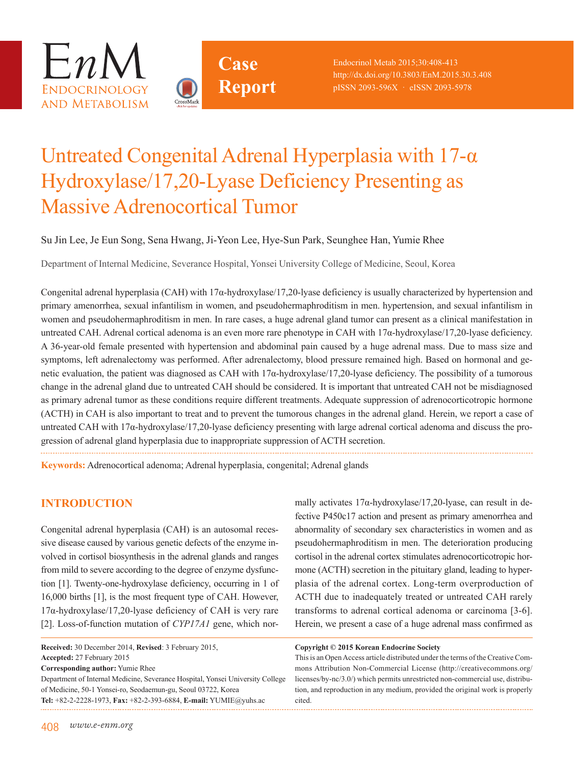# Untreated Congenital Adrenal Hyperplasia with 17-α Hydroxylase/17,20-Lyase Deficiency Presenting as Massive Adrenocortical Tumor

Su Jin Lee, Je Eun Song, Sena Hwang, Ji-Yeon Lee, Hye-Sun Park, Seunghee Han, Yumie Rhee

Department of Internal Medicine, Severance Hospital, Yonsei University College of Medicine, Seoul, Korea

Congenital adrenal hyperplasia (CAH) with 17α-hydroxylase/17,20-lyase deficiency is usually characterized by hypertension and primary amenorrhea, sexual infantilism in women, and pseudohermaphroditism in men. hypertension, and sexual infantilism in women and pseudohermaphroditism in men. In rare cases, a huge adrenal gland tumor can present as a clinical manifestation in untreated CAH. Adrenal cortical adenoma is an even more rare phenotype in CAH with 17α-hydroxylase/17,20-lyase deficiency. A 36-year-old female presented with hypertension and abdominal pain caused by a huge adrenal mass. Due to mass size and symptoms, left adrenalectomy was performed. After adrenalectomy, blood pressure remained high. Based on hormonal and genetic evaluation, the patient was diagnosed as CAH with 17α-hydroxylase/17,20-lyase deficiency. The possibility of a tumorous change in the adrenal gland due to untreated CAH should be considered. It is important that untreated CAH not be misdiagnosed as primary adrenal tumor as these conditions require different treatments. Adequate suppression of adrenocorticotropic hormone (ACTH) in CAH is also important to treat and to prevent the tumorous changes in the adrenal gland. Herein, we report a case of untreated CAH with 17α-hydroxylase/17,20-lyase deficiency presenting with large adrenal cortical adenoma and discuss the progression of adrenal gland hyperplasia due to inappropriate suppression of ACTH secretion.

**Keywords:** Adrenocortical adenoma; Adrenal hyperplasia, congenital; Adrenal glands

## INTRODUCTION

Congenital adrenal hyperplasia (CAH) is an autosomal recessive disease caused by various genetic defects of the enzyme involved in cortisol biosynthesis in the adrenal glands and ranges from mild to severe according to the degree of enzyme dysfunction [1]. Twenty-one-hydroxylase deficiency, occurring in 1 of 16,000 births [1], is the most frequent type of CAH. However, 17α-hydroxylase/17,20-lyase deficiency of CAH is very rare [2]. Loss-of-function mutation of *CYP17A1* gene, which normally activates 17α-hydroxylase/17,20-lyase, can result in defective P450c17 action and present as primary amenorrhea and abnormality of secondary sex characteristics in women and as pseudohermaphroditism in men. The deterioration producing cortisol in the adrenal cortex stimulates adrenocorticotropic hormone (ACTH) secretion in the pituitary gland, leading to hyperplasia of the adrenal cortex. Long-term overproduction of ACTH due to inadequately treated or untreated CAH rarely transforms to adrenal cortical adenoma or carcinoma [3-6]. Herein, we present a case of a huge adrenal mass confirmed as

**Received:** 30 December 2014, **Revised**: 3 February 2015,
**Accepted:** 27 February 2015
**Corresponding author:** Yumie Rhee
Department of Internal Medicine, Severance Hospital, Yonsei University College of Medicine, 50-1 Yonsei-ro, Seodaemun-gu, Seoul 03722, Korea
**Tel:** +82-2-2228-1973, **Fax:** +82-2-393-6884, **E-mail:** YUMIE@yuhs.ac

**Copyright © 2015 Korean Endocrine Society**
This is an Open Access article distributed under the terms of the Creative Commons Attribution Non-Commercial License (http://creativecommons.org/licenses/by-nc/3.0/) which permits unrestricted non-commercial use, distribution, and reproduction in any medium, provided the original work is properly cited.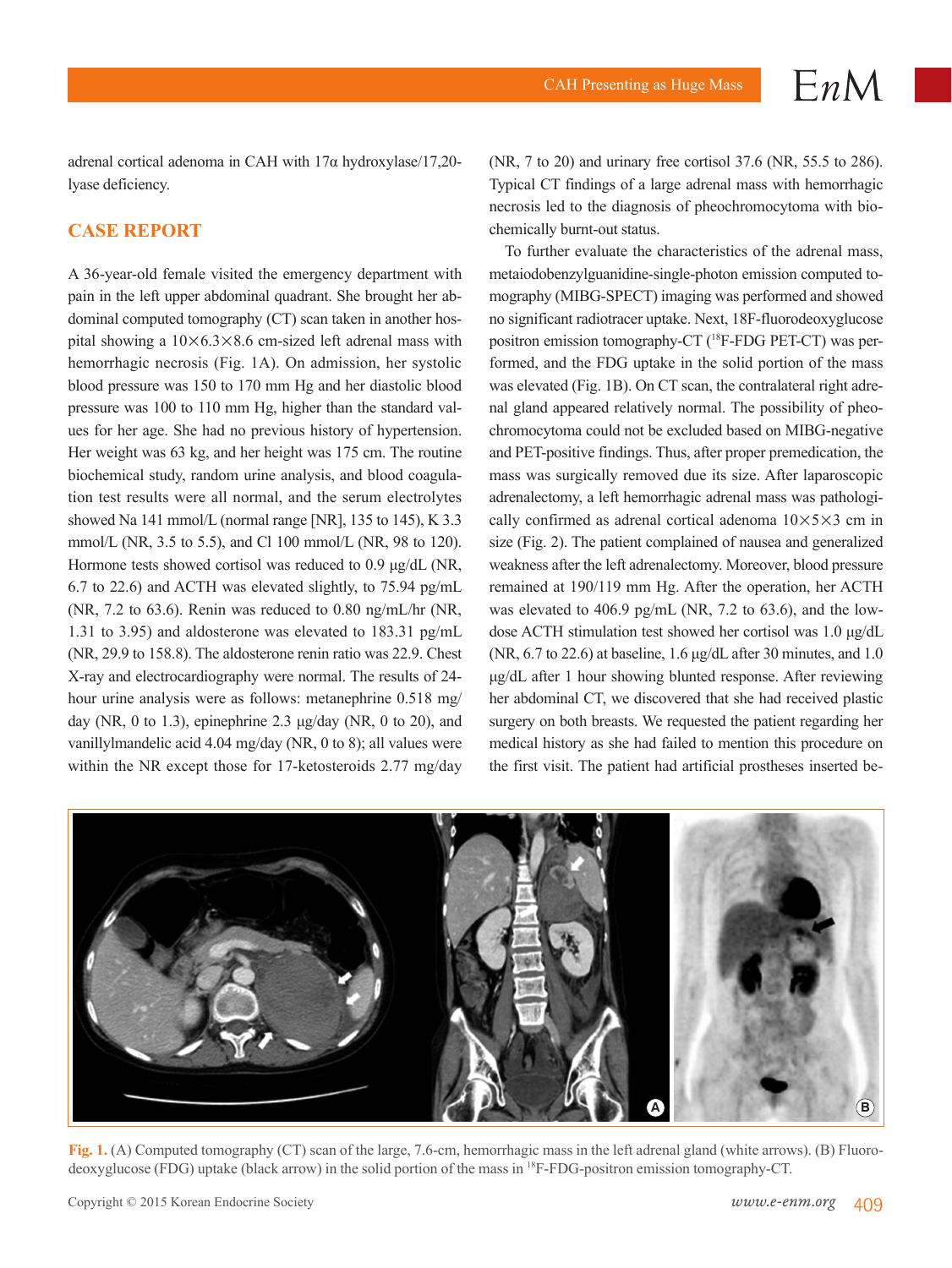adrenal cortical adenoma in CAH with 17α hydroxylase/17,20-lyase deficiency.

## CASE REPORT

A 36-year-old female visited the emergency department with pain in the left upper abdominal quadrant. She brought her abdominal computed tomography (CT) scan taken in another hospital showing a 10×6.3×8.6 cm-sized left adrenal mass with hemorrhagic necrosis (Fig. 1A). On admission, her systolic blood pressure was 150 to 170 mm Hg and her diastolic blood pressure was 100 to 110 mm Hg, higher than the standard values for her age. She had no previous history of hypertension. Her weight was 63 kg, and her height was 175 cm. The routine biochemical study, random urine analysis, and blood coagulation test results were all normal, and the serum electrolytes showed Na 141 mmol/L (normal range [NR], 135 to 145), K 3.3 mmol/L (NR, 3.5 to 5.5), and Cl 100 mmol/L (NR, 98 to 120). Hormone tests showed cortisol was reduced to 0.9 μg/dL (NR, 6.7 to 22.6) and ACTH was elevated slightly, to 75.94 pg/mL (NR, 7.2 to 63.6). Renin was reduced to 0.80 ng/mL/hr (NR, 1.31 to 3.95) and aldosterone was elevated to 183.31 pg/mL (NR, 29.9 to 158.8). The aldosterone renin ratio was 22.9. Chest X-ray and electrocardiography were normal. The results of 24-hour urine analysis were as follows: metanephrine 0.518 mg/day (NR, 0 to 1.3), epinephrine 2.3 μg/day (NR, 0 to 20), and vanillylmandelic acid 4.04 mg/day (NR, 0 to 8); all values were within the NR except those for 17-ketosteroids 2.77 mg/day (NR, 7 to 20) and urinary free cortisol 37.6 (NR, 55.5 to 286). Typical CT findings of a large adrenal mass with hemorrhagic necrosis led to the diagnosis of pheochromocytoma with biochemically burnt-out status.

To further evaluate the characteristics of the adrenal mass, metaiodobenzylguanidine-single-photon emission computed tomography (MIBG-SPECT) imaging was performed and showed no significant radiotracer uptake. Next, 18F-fluorodeoxyglucose positron emission tomography-CT ($^{18}$F-FDG PET-CT) was performed, and the FDG uptake in the solid portion of the mass was elevated (Fig. 1B). On CT scan, the contralateral right adrenal gland appeared relatively normal. The possibility of pheochromocytoma could not be excluded based on MIBG-negative and PET-positive findings. Thus, after proper premedication, the mass was surgically removed due its size. After laparoscopic adrenalectomy, a left hemorrhagic adrenal mass was pathologically confirmed as adrenal cortical adenoma 10×5×3 cm in size (Fig. 2). The patient complained of nausea and generalized weakness after the left adrenalectomy. Moreover, blood pressure remained at 190/119 mm Hg. After the operation, her ACTH was elevated to 406.9 pg/mL (NR, 7.2 to 63.6), and the low-dose ACTH stimulation test showed her cortisol was 1.0 μg/dL (NR, 6.7 to 22.6) at baseline, 1.6 μg/dL after 30 minutes, and 1.0 μg/dL after 1 hour showing blunted response. After reviewing her abdominal CT, we discovered that she had received plastic surgery on both breasts. We requested the patient regarding her medical history as she had failed to mention this procedure on the first visit. The patient had artificial prostheses inserted be-

**Fig. 1.** (A) Computed tomography (CT) scan of the large, 7.6-cm, hemorrhagic mass in the left adrenal gland (white arrows). (B) Fluorodeoxyglucose (FDG) uptake (black arrow) in the solid portion of the mass in $^{18}$F-FDG-positron emission tomography-CT.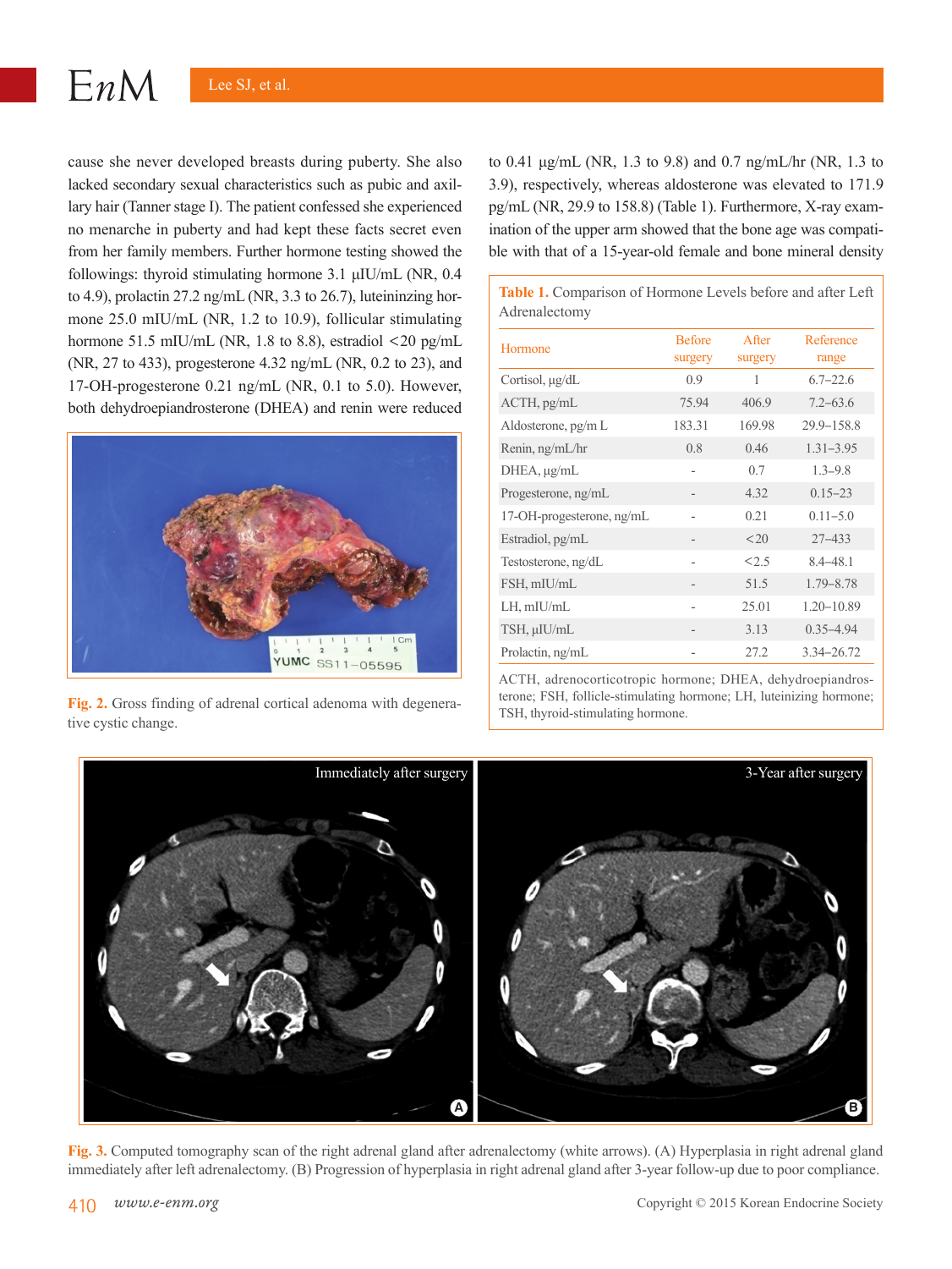cause she never developed breasts during puberty. She also lacked secondary sexual characteristics such as pubic and axillary hair (Tanner stage I). The patient confessed she experienced no menarche in puberty and had kept these facts secret even from her family members. Further hormone testing showed the followings: thyroid stimulating hormone 3.1 μIU/mL (NR, 0.4 to 4.9), prolactin 27.2 ng/mL (NR, 3.3 to 26.7), luteininzing hormone 25.0 mIU/mL (NR, 1.2 to 10.9), follicular stimulating hormone 51.5 mIU/mL (NR, 1.8 to 8.8), estradiol <20 pg/mL (NR, 27 to 433), progesterone 4.32 ng/mL (NR, 0.2 to 23), and 17-OH-progesterone 0.21 ng/mL (NR, 0.1 to 5.0). However, both dehydroepiandrosterone (DHEA) and renin were reduced to 0.41 μg/mL (NR, 1.3 to 9.8) and 0.7 ng/mL/hr (NR, 1.3 to 3.9), respectively, whereas aldosterone was elevated to 171.9 pg/mL (NR, 29.9 to 158.8) (Table 1). Furthermore, X-ray examination of the upper arm showed that the bone age was compatible with that of a 15-year-old female and bone mineral density

Fig. 2. Gross finding of adrenal cortical adenoma with degenerative cystic change.

**Table 1.** Comparison of Hormone Levels before and after Left Adrenalectomy

| Hormone | Before surgery | After surgery | Reference range |
|---|---|---|---|
| Cortisol, μg/dL | 0.9 | 1 | 6.7–22.6 |
| ACTH, pg/mL | 75.94 | 406.9 | 7.2–63.6 |
| Aldosterone, pg/m L | 183.31 | 169.98 | 29.9–158.8 |
| Renin, ng/mL/hr | 0.8 | 0.46 | 1.31–3.95 |
| DHEA, μg/mL | - | 0.7 | 1.3–9.8 |
| Progesterone, ng/mL | - | 4.32 | 0.15–23 |
| 17-OH-progesterone, ng/mL | - | 0.21 | 0.11–5.0 |
| Estradiol, pg/mL | - | <20 | 27–433 |
| Testosterone, ng/dL | - | <2.5 | 8.4–48.1 |
| FSH, mIU/mL | - | 51.5 | 1.79–8.78 |
| LH, mIU/mL | - | 25.01 | 1.20–10.89 |
| TSH, μIU/mL | - | 3.13 | 0.35–4.94 |
| Prolactin, ng/mL | - | 27.2 | 3.34–26.72 |

ACTH, adrenocorticotropic hormone; DHEA, dehydroepiandrosterone; FSH, follicle-stimulating hormone; LH, luteinizing hormone; TSH, thyroid-stimulating hormone.

Fig. 3. Computed tomography scan of the right adrenal gland after adrenalectomy (white arrows). (A) Hyperplasia in right adrenal gland immediately after left adrenalectomy. (B) Progression of hyperplasia in right adrenal gland after 3-year follow-up due to poor compliance.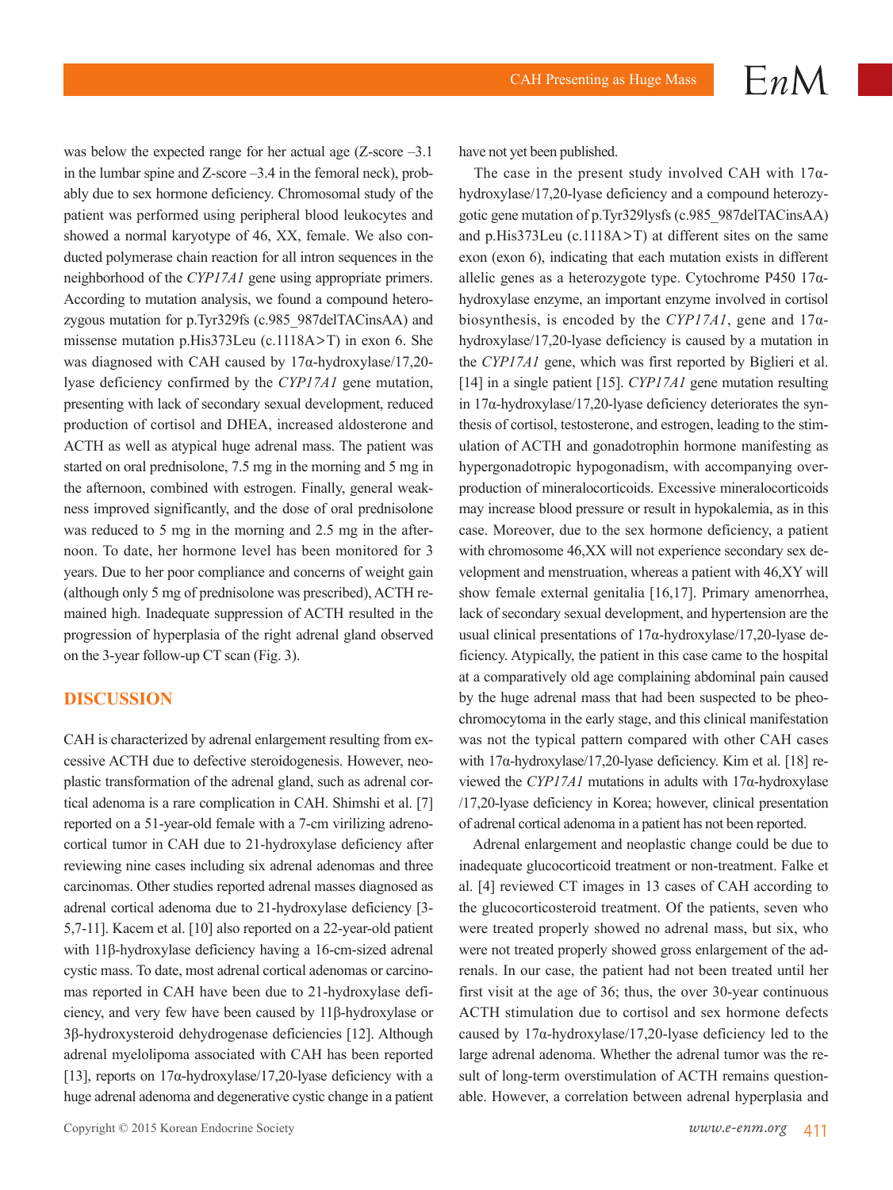was below the expected range for her actual age (Z-score –3.1 in the lumbar spine and Z-score –3.4 in the femoral neck), probably due to sex hormone deficiency. Chromosomal study of the patient was performed using peripheral blood leukocytes and showed a normal karyotype of 46, XX, female. We also conducted polymerase chain reaction for all intron sequences in the neighborhood of the *CYP17A1* gene using appropriate primers. According to mutation analysis, we found a compound heterozygous mutation for p.Tyr329fs (c.985_987delTACinsAA) and missense mutation p.His373Leu (c.1118A>T) in exon 6. She was diagnosed with CAH caused by 17α-hydroxylase/17,20-lyase deficiency confirmed by the *CYP17A1* gene mutation, presenting with lack of secondary sexual development, reduced production of cortisol and DHEA, increased aldosterone and ACTH as well as atypical huge adrenal mass. The patient was started on oral prednisolone, 7.5 mg in the morning and 5 mg in the afternoon, combined with estrogen. Finally, general weakness improved significantly, and the dose of oral prednisolone was reduced to 5 mg in the morning and 2.5 mg in the afternoon. To date, her hormone level has been monitored for 3 years. Due to her poor compliance and concerns of weight gain (although only 5 mg of prednisolone was prescribed), ACTH remained high. Inadequate suppression of ACTH resulted in the progression of hyperplasia of the right adrenal gland observed on the 3-year follow-up CT scan (Fig. 3).

## DISCUSSION

CAH is characterized by adrenal enlargement resulting from excessive ACTH due to defective steroidogenesis. However, neoplastic transformation of the adrenal gland, such as adrenal cortical adenoma is a rare complication in CAH. Shimshi et al. [7] reported on a 51-year-old female with a 7-cm virilizing adrenocortical tumor in CAH due to 21-hydroxylase deficiency after reviewing nine cases including six adrenal adenomas and three carcinomas. Other studies reported adrenal masses diagnosed as adrenal cortical adenoma due to 21-hydroxylase deficiency [3-5,7-11]. Kacem et al. [10] also reported on a 22-year-old patient with 11β-hydroxylase deficiency having a 16-cm-sized adrenal cystic mass. To date, most adrenal cortical adenomas or carcinomas reported in CAH have been due to 21-hydroxylase deficiency, and very few have been caused by 11β-hydroxylase or 3β-hydroxysteroid dehydrogenase deficiencies [12]. Although adrenal myelolipoma associated with CAH has been reported [13], reports on 17α-hydroxylase/17,20-lyase deficiency with a huge adrenal adenoma and degenerative cystic change in a patient have not yet been published.

The case in the present study involved CAH with 17α-hydroxylase/17,20-lyase deficiency and a compound heterozygotic gene mutation of p.Tyr329lysfs (c.985_987delTACinsAA) and p.His373Leu (c.1118A>T) at different sites on the same exon (exon 6), indicating that each mutation exists in different allelic genes as a heterozygote type. Cytochrome P450 17α-hydroxylase enzyme, an important enzyme involved in cortisol biosynthesis, is encoded by the *CYP17A1*, gene and 17α-hydroxylase/17,20-lyase deficiency is caused by a mutation in the *CYP17A1* gene, which was first reported by Biglieri et al. [14] in a single patient [15]. *CYP17A1* gene mutation resulting in 17α-hydroxylase/17,20-lyase deficiency deteriorates the synthesis of cortisol, testosterone, and estrogen, leading to the stimulation of ACTH and gonadotrophin hormone manifesting as hypergonadotropic hypogonadism, with accompanying overproduction of mineralocorticoids. Excessive mineralocorticoids may increase blood pressure or result in hypokalemia, as in this case. Moreover, due to the sex hormone deficiency, a patient with chromosome 46,XX will not experience secondary sex development and menstruation, whereas a patient with 46,XY will show female external genitalia [16,17]. Primary amenorrhea, lack of secondary sexual development, and hypertension are the usual clinical presentations of 17α-hydroxylase/17,20-lyase deficiency. Atypically, the patient in this case came to the hospital at a comparatively old age complaining abdominal pain caused by the huge adrenal mass that had been suspected to be pheochromocytoma in the early stage, and this clinical manifestation was not the typical pattern compared with other CAH cases with 17α-hydroxylase/17,20-lyase deficiency. Kim et al. [18] reviewed the *CYP17A1* mutations in adults with 17α-hydroxylase /17,20-lyase deficiency in Korea; however, clinical presentation of adrenal cortical adenoma in a patient has not been reported.

Adrenal enlargement and neoplastic change could be due to inadequate glucocorticoid treatment or non-treatment. Falke et al. [4] reviewed CT images in 13 cases of CAH according to the glucocorticosteroid treatment. Of the patients, seven who were treated properly showed no adrenal mass, but six, who were not treated properly showed gross enlargement of the adrenals. In our case, the patient had not been treated until her first visit at the age of 36; thus, the over 30-year continuous ACTH stimulation due to cortisol and sex hormone defects caused by 17α-hydroxylase/17,20-lyase deficiency led to the large adrenal adenoma. Whether the adrenal tumor was the result of long-term overstimulation of ACTH remains questionable. However, a correlation between adrenal hyperplasia and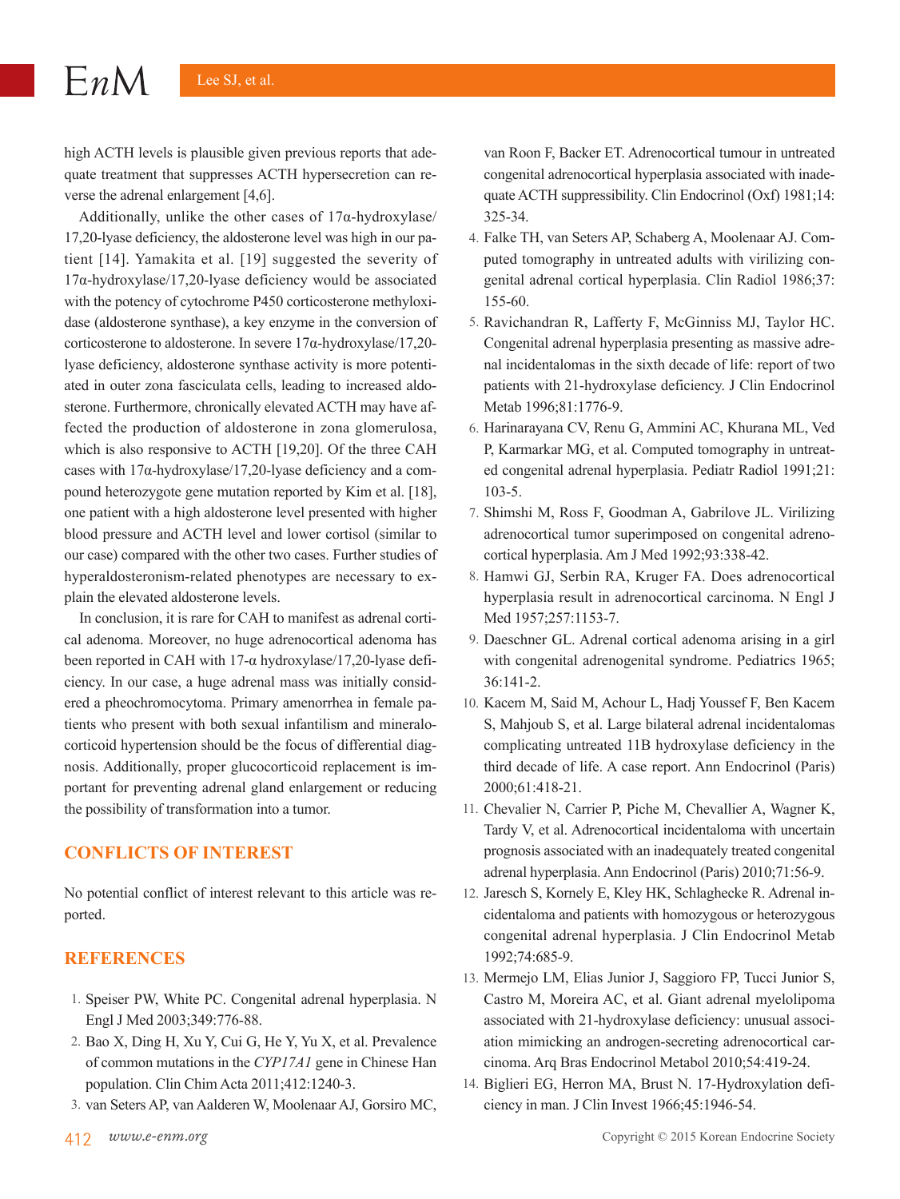high ACTH levels is plausible given previous reports that adequate treatment that suppresses ACTH hypersecretion can reverse the adrenal enlargement [4,6].

Additionally, unlike the other cases of 17α-hydroxylase/17,20-lyase deficiency, the aldosterone level was high in our patient [14]. Yamakita et al. [19] suggested the severity of 17α-hydroxylase/17,20-lyase deficiency would be associated with the potency of cytochrome P450 corticosterone methyloxidase (aldosterone synthase), a key enzyme in the conversion of corticosterone to aldosterone. In severe 17α-hydroxylase/17,20-lyase deficiency, aldosterone synthase activity is more potentiated in outer zona fasciculata cells, leading to increased aldosterone. Furthermore, chronically elevated ACTH may have affected the production of aldosterone in zona glomerulosa, which is also responsive to ACTH [19,20]. Of the three CAH cases with 17α-hydroxylase/17,20-lyase deficiency and a compound heterozygote gene mutation reported by Kim et al. [18], one patient with a high aldosterone level presented with higher blood pressure and ACTH level and lower cortisol (similar to our case) compared with the other two cases. Further studies of hyperaldosteronism-related phenotypes are necessary to explain the elevated aldosterone levels.

In conclusion, it is rare for CAH to manifest as adrenal cortical adenoma. Moreover, no huge adrenocortical adenoma has been reported in CAH with 17-α hydroxylase/17,20-lyase deficiency. In our case, a huge adrenal mass was initially considered a pheochromocytoma. Primary amenorrhea in female patients who present with both sexual infantilism and mineralocorticoid hypertension should be the focus of differential diagnosis. Additionally, proper glucocorticoid replacement is important for preventing adrenal gland enlargement or reducing the possibility of transformation into a tumor.

## CONFLICTS OF INTEREST

No potential conflict of interest relevant to this article was reported.

## REFERENCES

1. Speiser PW, White PC. Congenital adrenal hyperplasia. N Engl J Med 2003;349:776-88.
2. Bao X, Ding H, Xu Y, Cui G, He Y, Yu X, et al. Prevalence of common mutations in the *CYP17A1* gene in Chinese Han population. Clin Chim Acta 2011;412:1240-3.
3. van Seters AP, van Aalderen W, Moolenaar AJ, Gorsiro MC, van Roon F, Backer ET. Adrenocortical tumour in untreated congenital adrenocortical hyperplasia associated with inadequate ACTH suppressibility. Clin Endocrinol (Oxf) 1981;14:325-34.
4. Falke TH, van Seters AP, Schaberg A, Moolenaar AJ. Computed tomography in untreated adults with virilizing congenital adrenal cortical hyperplasia. Clin Radiol 1986;37:155-60.
5. Ravichandran R, Lafferty F, McGinniss MJ, Taylor HC. Congenital adrenal hyperplasia presenting as massive adrenal incidentalomas in the sixth decade of life: report of two patients with 21-hydroxylase deficiency. J Clin Endocrinol Metab 1996;81:1776-9.
6. Harinarayana CV, Renu G, Ammini AC, Khurana ML, Ved P, Karmarkar MG, et al. Computed tomography in untreated congenital adrenal hyperplasia. Pediatr Radiol 1991;21:103-5.
7. Shimshi M, Ross F, Goodman A, Gabrilove JL. Virilizing adrenocortical tumor superimposed on congenital adrenocortical hyperplasia. Am J Med 1992;93:338-42.
8. Hamwi GJ, Serbin RA, Kruger FA. Does adrenocortical hyperplasia result in adrenocortical carcinoma. N Engl J Med 1957;257:1153-7.
9. Daeschner GL. Adrenal cortical adenoma arising in a girl with congenital adrenogenital syndrome. Pediatrics 1965;36:141-2.
10. Kacem M, Said M, Achour L, Hadj Youssef F, Ben Kacem S, Mahjoub S, et al. Large bilateral adrenal incidentalomas complicating untreated 11B hydroxylase deficiency in the third decade of life. A case report. Ann Endocrinol (Paris) 2000;61:418-21.
11. Chevalier N, Carrier P, Piche M, Chevallier A, Wagner K, Tardy V, et al. Adrenocortical incidentaloma with uncertain prognosis associated with an inadequately treated congenital adrenal hyperplasia. Ann Endocrinol (Paris) 2010;71:56-9.
12. Jaresch S, Kornely E, Kley HK, Schlaghecke R. Adrenal incidentaloma and patients with homozygous or heterozygous congenital adrenal hyperplasia. J Clin Endocrinol Metab 1992;74:685-9.
13. Mermejo LM, Elias Junior J, Saggioro FP, Tucci Junior S, Castro M, Moreira AC, et al. Giant adrenal myelolipoma associated with 21-hydroxylase deficiency: unusual association mimicking an androgen-secreting adrenocortical carcinoma. Arq Bras Endocrinol Metabol 2010;54:419-24.
14. Biglieri EG, Herron MA, Brust N. 17-Hydroxylation deficiency in man. J Clin Invest 1966;45:1946-54.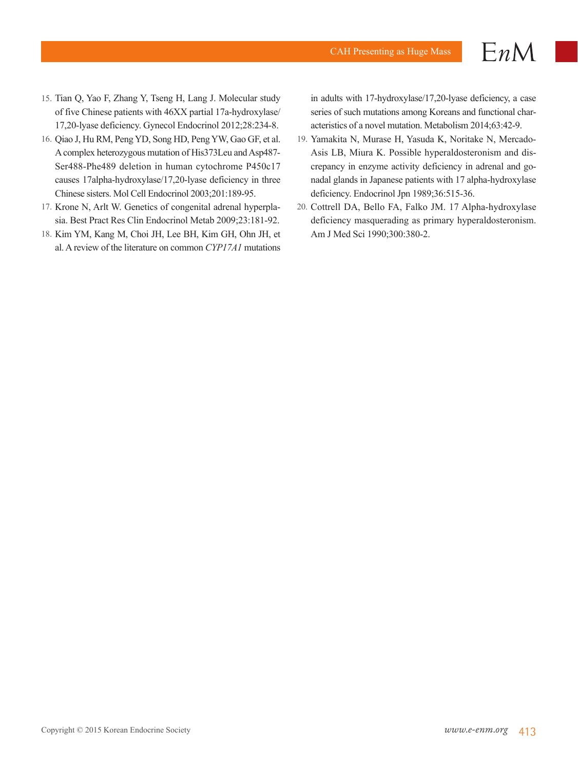15. Tian Q, Yao F, Zhang Y, Tseng H, Lang J. Molecular study of five Chinese patients with 46XX partial 17a-hydroxylase/17,20-lyase deficiency. Gynecol Endocrinol 2012;28:234-8.
16. Qiao J, Hu RM, Peng YD, Song HD, Peng YW, Gao GF, et al. A complex heterozygous mutation of His373Leu and Asp487-Ser488-Phe489 deletion in human cytochrome P450c17 causes 17alpha-hydroxylase/17,20-lyase deficiency in three Chinese sisters. Mol Cell Endocrinol 2003;201:189-95.
17. Krone N, Arlt W. Genetics of congenital adrenal hyperplasia. Best Pract Res Clin Endocrinol Metab 2009;23:181-92.
18. Kim YM, Kang M, Choi JH, Lee BH, Kim GH, Ohn JH, et al. A review of the literature on common *CYP17A1* mutations in adults with 17-hydroxylase/17,20-lyase deficiency, a case series of such mutations among Koreans and functional characteristics of a novel mutation. Metabolism 2014;63:42-9.
19. Yamakita N, Murase H, Yasuda K, Noritake N, Mercado-Asis LB, Miura K. Possible hyperaldosteronism and discrepancy in enzyme activity deficiency in adrenal and gonadal glands in Japanese patients with 17 alpha-hydroxylase deficiency. Endocrinol Jpn 1989;36:515-36.
20. Cottrell DA, Bello FA, Falko JM. 17 Alpha-hydroxylase deficiency masquerading as primary hyperaldosteronism. Am J Med Sci 1990;300:380-2.